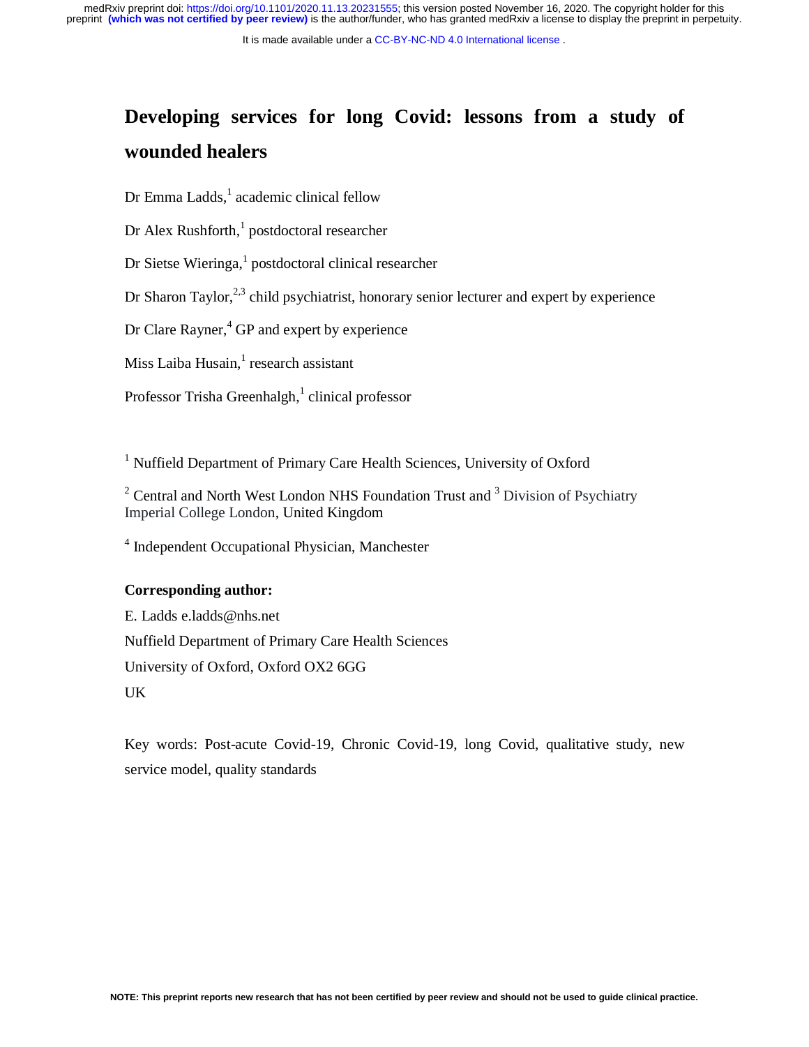# Developing services for long Covid: lessons from a study of wounded healers

Dr Emma Ladds,[1] academic clinical fellow

Dr Alex Rushforth,[1] postdoctoral researcher

Dr Sietse Wieringa,[1] postdoctoral clinical researcher

Dr Sharon Taylor,[2,3] child psychiatrist, honorary senior lecturer and expert by experience

Dr Clare Rayner,[4] GP and expert by experience

Miss Laiba Husain,[1] research assistant

Professor Trisha Greenhalgh,[1] clinical professor

[1] Nuffield Department of Primary Care Health Sciences, University of Oxford

[2] Central and North West London NHS Foundation Trust and [3] Division of Psychiatry Imperial College London, United Kingdom

[4] Independent Occupational Physician, Manchester

**Corresponding author:**

E. Ladds e.ladds@nhs.net

Nuffield Department of Primary Care Health Sciences

University of Oxford, Oxford OX2 6GG

UK

Key words: Post-acute Covid-19, Chronic Covid-19, long Covid, qualitative study, new service model, quality standards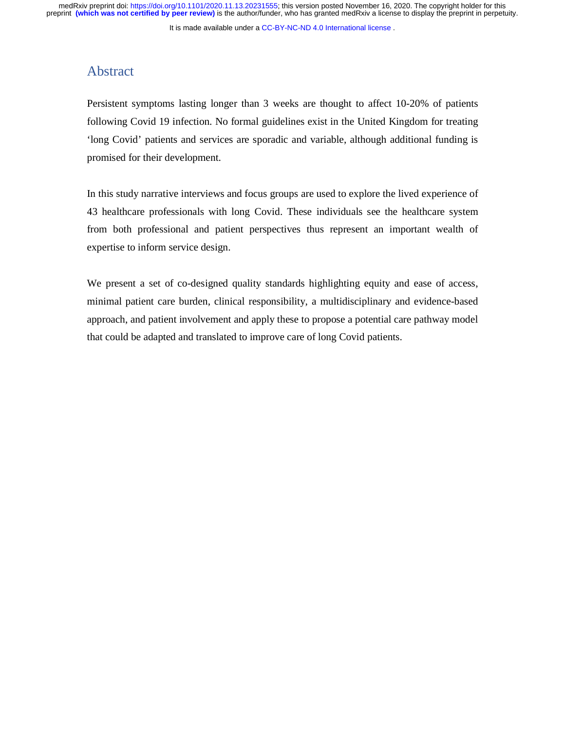## Abstract

Persistent symptoms lasting longer than 3 weeks are thought to affect 10-20% of patients following Covid 19 infection. No formal guidelines exist in the United Kingdom for treating 'long Covid' patients and services are sporadic and variable, although additional funding is promised for their development.

In this study narrative interviews and focus groups are used to explore the lived experience of 43 healthcare professionals with long Covid. These individuals see the healthcare system from both professional and patient perspectives thus represent an important wealth of expertise to inform service design.

We present a set of co-designed quality standards highlighting equity and ease of access, minimal patient care burden, clinical responsibility, a multidisciplinary and evidence-based approach, and patient involvement and apply these to propose a potential care pathway model that could be adapted and translated to improve care of long Covid patients.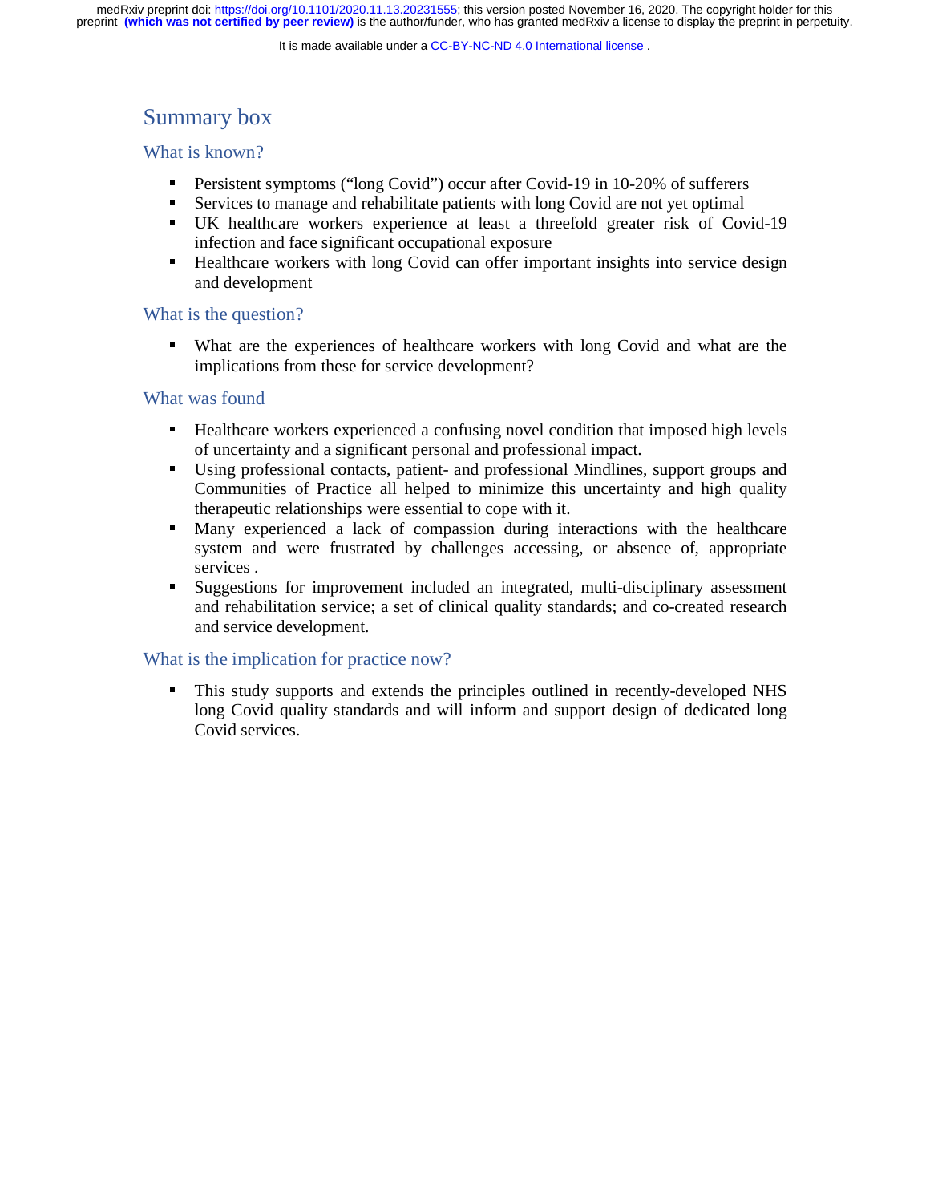# Summary box

## What is known?

- Persistent symptoms ("long Covid") occur after Covid-19 in 10-20% of sufferers
- Services to manage and rehabilitate patients with long Covid are not yet optimal
- UK healthcare workers experience at least a threefold greater risk of Covid-19 infection and face significant occupational exposure
- Healthcare workers with long Covid can offer important insights into service design and development

## What is the question?

- What are the experiences of healthcare workers with long Covid and what are the implications from these for service development?

## What was found

- Healthcare workers experienced a confusing novel condition that imposed high levels of uncertainty and a significant personal and professional impact.
- Using professional contacts, patient- and professional Mindlines, support groups and Communities of Practice all helped to minimize this uncertainty and high quality therapeutic relationships were essential to cope with it.
- Many experienced a lack of compassion during interactions with the healthcare system and were frustrated by challenges accessing, or absence of, appropriate services .
- Suggestions for improvement included an integrated, multi-disciplinary assessment and rehabilitation service; a set of clinical quality standards; and co-created research and service development.

## What is the implication for practice now?

- This study supports and extends the principles outlined in recently-developed NHS long Covid quality standards and will inform and support design of dedicated long Covid services.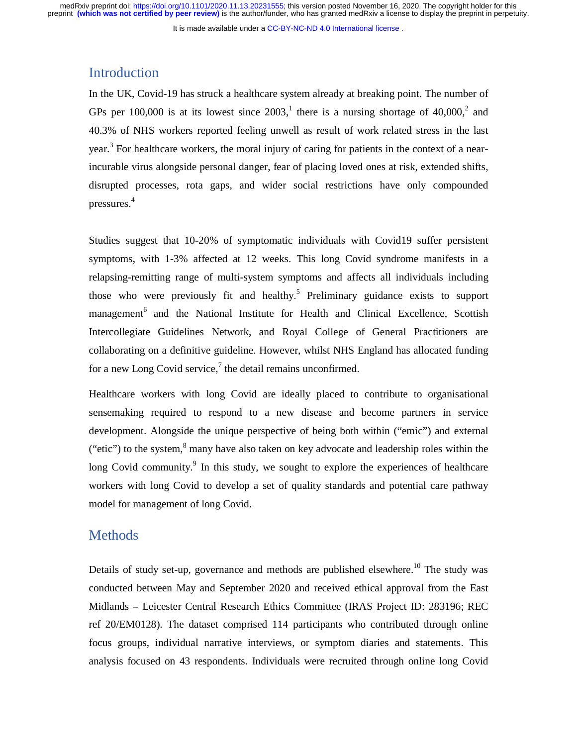## Introduction

In the UK, Covid-19 has struck a healthcare system already at breaking point. The number of GPs per 100,000 is at its lowest since 2003,[1] there is a nursing shortage of 40,000,[2] and 40.3% of NHS workers reported feeling unwell as result of work related stress in the last year.[3] For healthcare workers, the moral injury of caring for patients in the context of a near-incurable virus alongside personal danger, fear of placing loved ones at risk, extended shifts, disrupted processes, rota gaps, and wider social restrictions have only compounded pressures.[4]

Studies suggest that 10-20% of symptomatic individuals with Covid19 suffer persistent symptoms, with 1-3% affected at 12 weeks. This long Covid syndrome manifests in a relapsing-remitting range of multi-system symptoms and affects all individuals including those who were previously fit and healthy.[5] Preliminary guidance exists to support management[6] and the National Institute for Health and Clinical Excellence, Scottish Intercollegiate Guidelines Network, and Royal College of General Practitioners are collaborating on a definitive guideline. However, whilst NHS England has allocated funding for a new Long Covid service,[7] the detail remains unconfirmed.

Healthcare workers with long Covid are ideally placed to contribute to organisational sensemaking required to respond to a new disease and become partners in service development. Alongside the unique perspective of being both within ("emic") and external ("etic") to the system,[8] many have also taken on key advocate and leadership roles within the long Covid community.[9] In this study, we sought to explore the experiences of healthcare workers with long Covid to develop a set of quality standards and potential care pathway model for management of long Covid.

## Methods

Details of study set-up, governance and methods are published elsewhere.[10] The study was conducted between May and September 2020 and received ethical approval from the East Midlands – Leicester Central Research Ethics Committee (IRAS Project ID: 283196; REC ref 20/EM0128). The dataset comprised 114 participants who contributed through online focus groups, individual narrative interviews, or symptom diaries and statements. This analysis focused on 43 respondents. Individuals were recruited through online long Covid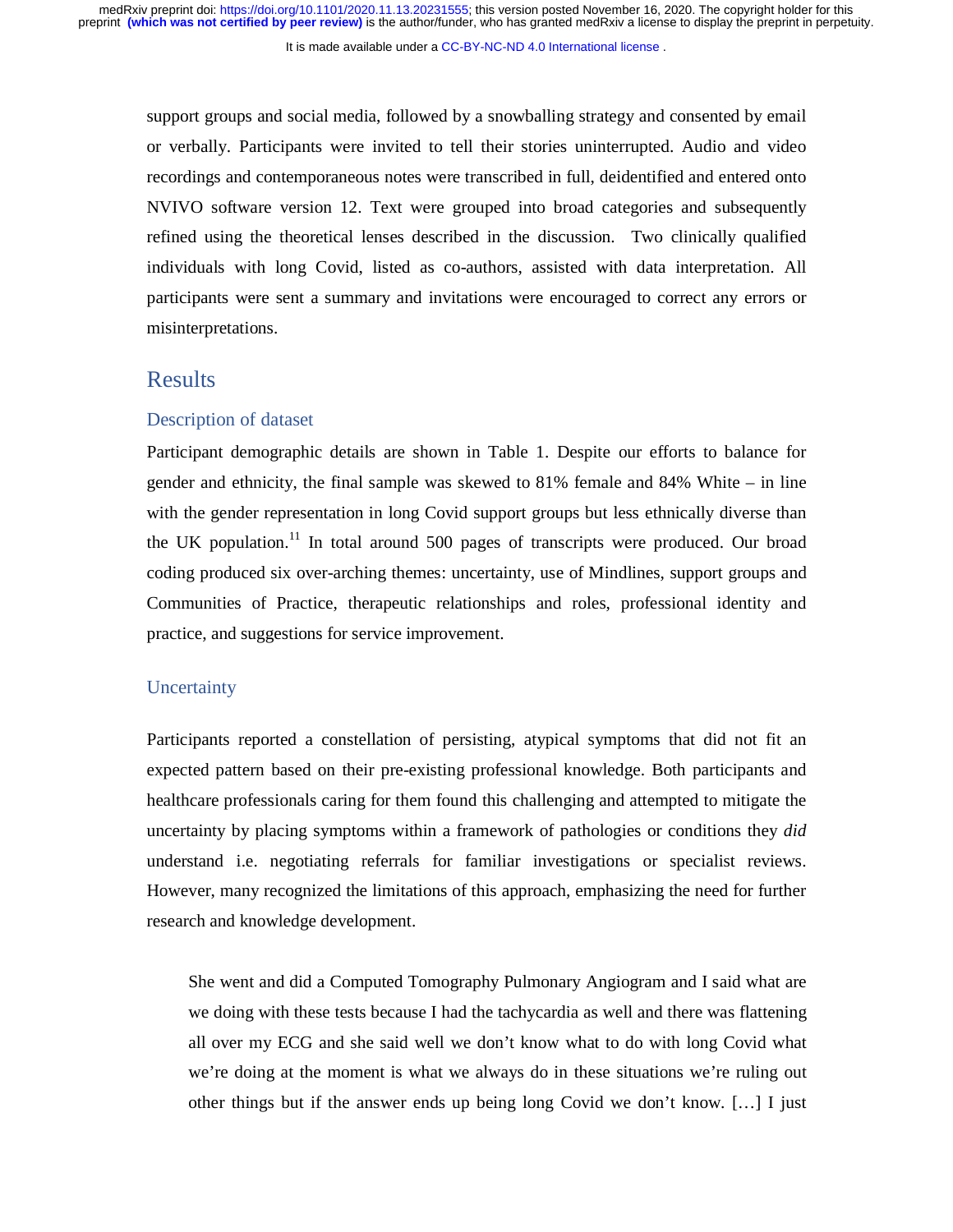support groups and social media, followed by a snowballing strategy and consented by email or verbally. Participants were invited to tell their stories uninterrupted. Audio and video recordings and contemporaneous notes were transcribed in full, deidentified and entered onto NVIVO software version 12. Text were grouped into broad categories and subsequently refined using the theoretical lenses described in the discussion. Two clinically qualified individuals with long Covid, listed as co-authors, assisted with data interpretation. All participants were sent a summary and invitations were encouraged to correct any errors or misinterpretations.

## Results

### Description of dataset

Participant demographic details are shown in Table 1. Despite our efforts to balance for gender and ethnicity, the final sample was skewed to 81% female and 84% White – in line with the gender representation in long Covid support groups but less ethnically diverse than the UK population.[11] In total around 500 pages of transcripts were produced. Our broad coding produced six over-arching themes: uncertainty, use of Mindlines, support groups and Communities of Practice, therapeutic relationships and roles, professional identity and practice, and suggestions for service improvement.

### Uncertainty

Participants reported a constellation of persisting, atypical symptoms that did not fit an expected pattern based on their pre-existing professional knowledge. Both participants and healthcare professionals caring for them found this challenging and attempted to mitigate the uncertainty by placing symptoms within a framework of pathologies or conditions they *did* understand i.e. negotiating referrals for familiar investigations or specialist reviews. However, many recognized the limitations of this approach, emphasizing the need for further research and knowledge development.

> She went and did a Computed Tomography Pulmonary Angiogram and I said what are we doing with these tests because I had the tachycardia as well and there was flattening all over my ECG and she said well we don't know what to do with long Covid what we're doing at the moment is what we always do in these situations we're ruling out other things but if the answer ends up being long Covid we don't know. […] I just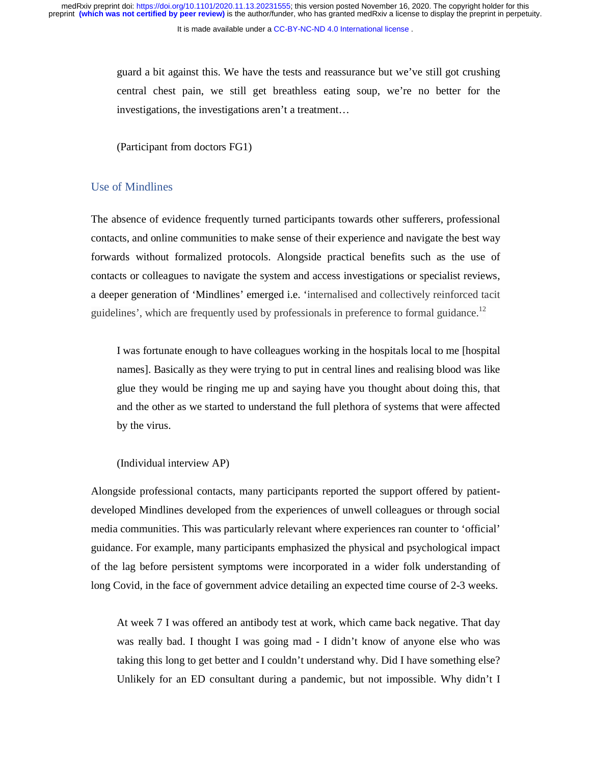guard a bit against this. We have the tests and reassurance but we've still got crushing central chest pain, we still get breathless eating soup, we're no better for the investigations, the investigations aren't a treatment…

(Participant from doctors FG1)

## Use of Mindlines

The absence of evidence frequently turned participants towards other sufferers, professional contacts, and online communities to make sense of their experience and navigate the best way forwards without formalized protocols. Alongside practical benefits such as the use of contacts or colleagues to navigate the system and access investigations or specialist reviews, a deeper generation of 'Mindlines' emerged i.e. 'internalised and collectively reinforced tacit guidelines', which are frequently used by professionals in preference to formal guidance.[12]

I was fortunate enough to have colleagues working in the hospitals local to me [hospital names]. Basically as they were trying to put in central lines and realising blood was like glue they would be ringing me up and saying have you thought about doing this, that and the other as we started to understand the full plethora of systems that were affected by the virus.

(Individual interview AP)

Alongside professional contacts, many participants reported the support offered by patient-developed Mindlines developed from the experiences of unwell colleagues or through social media communities. This was particularly relevant where experiences ran counter to 'official' guidance. For example, many participants emphasized the physical and psychological impact of the lag before persistent symptoms were incorporated in a wider folk understanding of long Covid, in the face of government advice detailing an expected time course of 2-3 weeks.

At week 7 I was offered an antibody test at work, which came back negative. That day was really bad. I thought I was going mad - I didn't know of anyone else who was taking this long to get better and I couldn't understand why. Did I have something else? Unlikely for an ED consultant during a pandemic, but not impossible. Why didn't I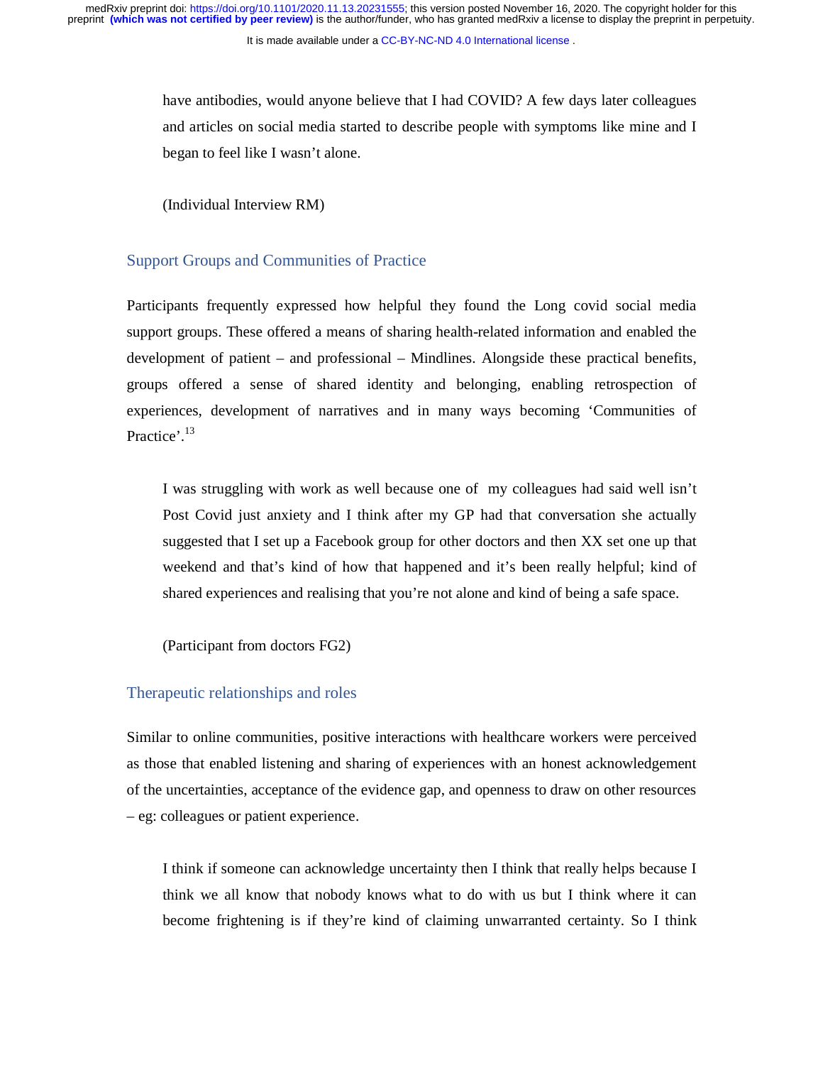> have antibodies, would anyone believe that I had COVID? A few days later colleagues and articles on social media started to describe people with symptoms like mine and I began to feel like I wasn't alone.
>
> (Individual Interview RM)

## Support Groups and Communities of Practice

Participants frequently expressed how helpful they found the Long covid social media support groups. These offered a means of sharing health-related information and enabled the development of patient – and professional – Mindlines. Alongside these practical benefits, groups offered a sense of shared identity and belonging, enabling retrospection of experiences, development of narratives and in many ways becoming 'Communities of Practice'.[13]

> I was struggling with work as well because one of my colleagues had said well isn't Post Covid just anxiety and I think after my GP had that conversation she actually suggested that I set up a Facebook group for other doctors and then XX set one up that weekend and that's kind of how that happened and it's been really helpful; kind of shared experiences and realising that you're not alone and kind of being a safe space.
>
> (Participant from doctors FG2)

## Therapeutic relationships and roles

Similar to online communities, positive interactions with healthcare workers were perceived as those that enabled listening and sharing of experiences with an honest acknowledgement of the uncertainties, acceptance of the evidence gap, and openness to draw on other resources – eg: colleagues or patient experience.

> I think if someone can acknowledge uncertainty then I think that really helps because I think we all know that nobody knows what to do with us but I think where it can become frightening is if they're kind of claiming unwarranted certainty. So I think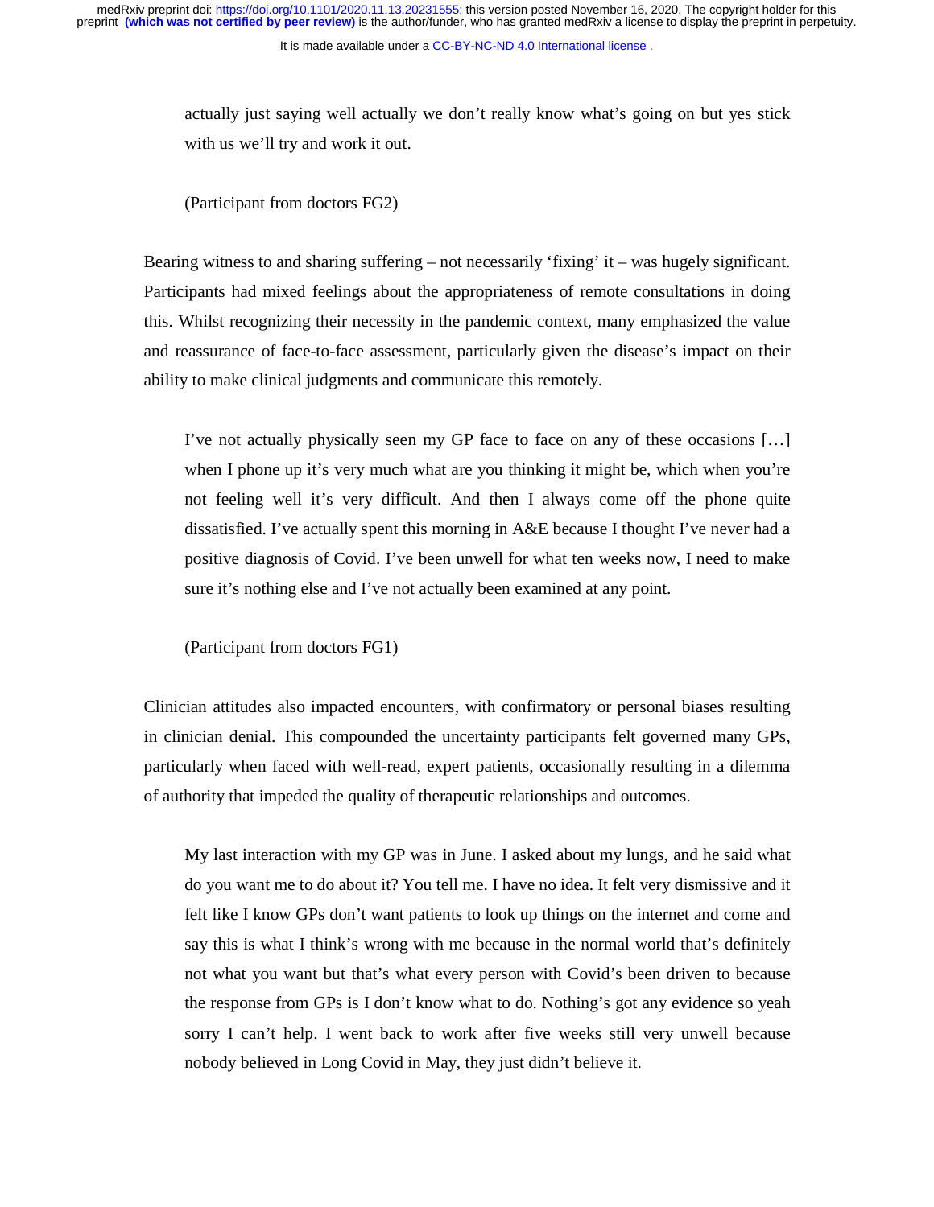> actually just saying well actually we don't really know what's going on but yes stick with us we'll try and work it out.
>
> (Participant from doctors FG2)

Bearing witness to and sharing suffering – not necessarily 'fixing' it – was hugely significant. Participants had mixed feelings about the appropriateness of remote consultations in doing this. Whilst recognizing their necessity in the pandemic context, many emphasized the value and reassurance of face-to-face assessment, particularly given the disease's impact on their ability to make clinical judgments and communicate this remotely.

> I've not actually physically seen my GP face to face on any of these occasions […] when I phone up it's very much what are you thinking it might be, which when you're not feeling well it's very difficult. And then I always come off the phone quite dissatisfied. I've actually spent this morning in A&E because I thought I've never had a positive diagnosis of Covid. I've been unwell for what ten weeks now, I need to make sure it's nothing else and I've not actually been examined at any point.
>
> (Participant from doctors FG1)

Clinician attitudes also impacted encounters, with confirmatory or personal biases resulting in clinician denial. This compounded the uncertainty participants felt governed many GPs, particularly when faced with well-read, expert patients, occasionally resulting in a dilemma of authority that impeded the quality of therapeutic relationships and outcomes.

> My last interaction with my GP was in June. I asked about my lungs, and he said what do you want me to do about it? You tell me. I have no idea. It felt very dismissive and it felt like I know GPs don't want patients to look up things on the internet and come and say this is what I think's wrong with me because in the normal world that's definitely not what you want but that's what every person with Covid's been driven to because the response from GPs is I don't know what to do. Nothing's got any evidence so yeah sorry I can't help. I went back to work after five weeks still very unwell because nobody believed in Long Covid in May, they just didn't believe it.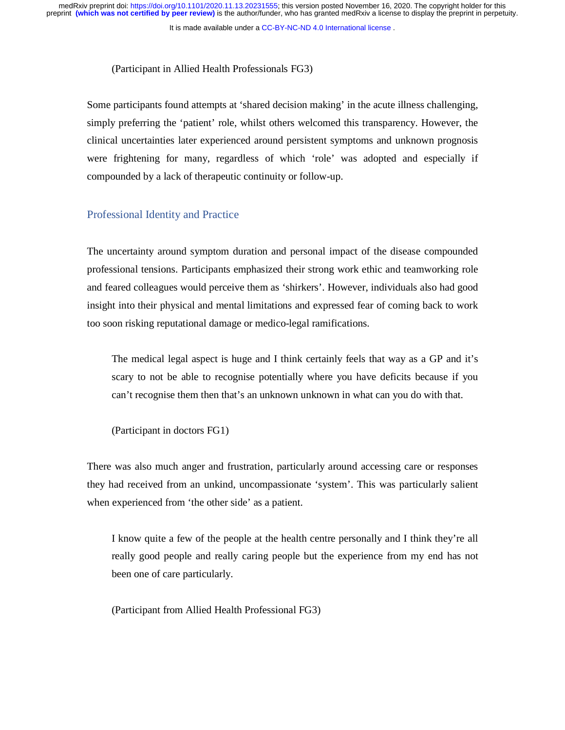(Participant in Allied Health Professionals FG3)

Some participants found attempts at 'shared decision making' in the acute illness challenging, simply preferring the 'patient' role, whilst others welcomed this transparency. However, the clinical uncertainties later experienced around persistent symptoms and unknown prognosis were frightening for many, regardless of which 'role' was adopted and especially if compounded by a lack of therapeutic continuity or follow-up.

## Professional Identity and Practice

The uncertainty around symptom duration and personal impact of the disease compounded professional tensions. Participants emphasized their strong work ethic and teamworking role and feared colleagues would perceive them as 'shirkers'. However, individuals also had good insight into their physical and mental limitations and expressed fear of coming back to work too soon risking reputational damage or medico-legal ramifications.

> The medical legal aspect is huge and I think certainly feels that way as a GP and it's scary to not be able to recognise potentially where you have deficits because if you can't recognise them then that's an unknown unknown in what can you do with that.
>
> (Participant in doctors FG1)

There was also much anger and frustration, particularly around accessing care or responses they had received from an unkind, uncompassionate 'system'. This was particularly salient when experienced from 'the other side' as a patient.

> I know quite a few of the people at the health centre personally and I think they're all really good people and really caring people but the experience from my end has not been one of care particularly.
>
> (Participant from Allied Health Professional FG3)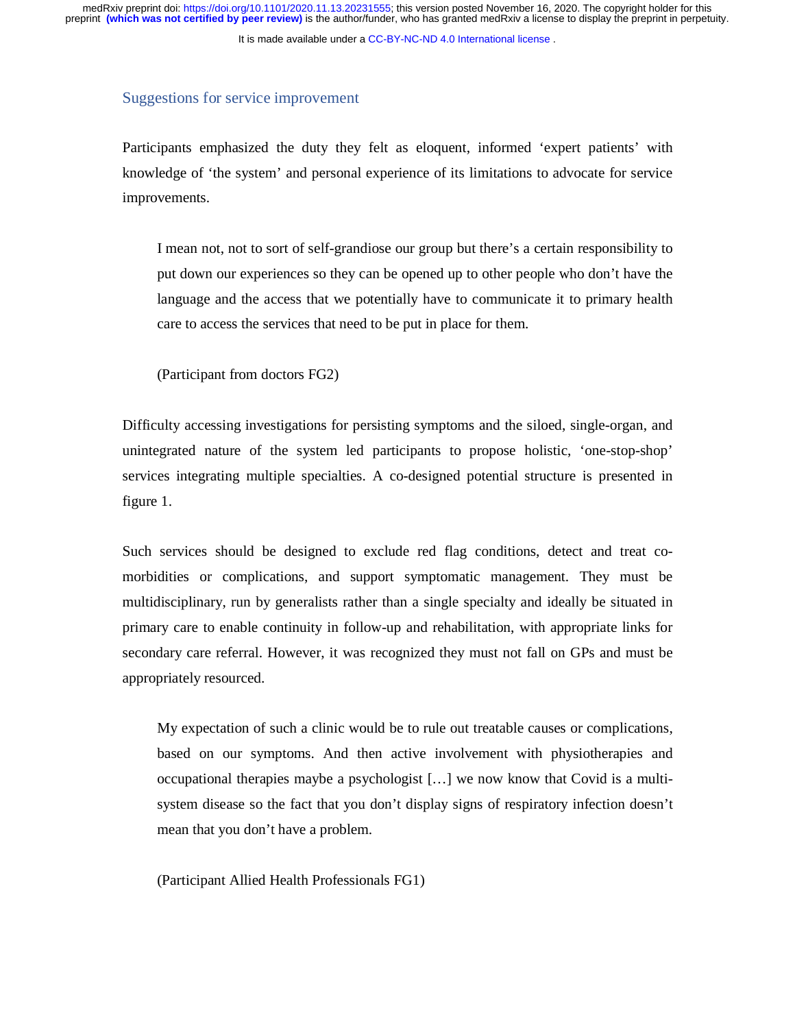### Suggestions for service improvement

Participants emphasized the duty they felt as eloquent, informed 'expert patients' with knowledge of 'the system' and personal experience of its limitations to advocate for service improvements.

> I mean not, not to sort of self-grandiose our group but there's a certain responsibility to put down our experiences so they can be opened up to other people who don't have the language and the access that we potentially have to communicate it to primary health care to access the services that need to be put in place for them.
>
> (Participant from doctors FG2)

Difficulty accessing investigations for persisting symptoms and the siloed, single-organ, and unintegrated nature of the system led participants to propose holistic, 'one-stop-shop' services integrating multiple specialties. A co-designed potential structure is presented in figure 1.

Such services should be designed to exclude red flag conditions, detect and treat co-morbidities or complications, and support symptomatic management. They must be multidisciplinary, run by generalists rather than a single specialty and ideally be situated in primary care to enable continuity in follow-up and rehabilitation, with appropriate links for secondary care referral. However, it was recognized they must not fall on GPs and must be appropriately resourced.

> My expectation of such a clinic would be to rule out treatable causes or complications, based on our symptoms. And then active involvement with physiotherapies and occupational therapies maybe a psychologist […] we now know that Covid is a multi-system disease so the fact that you don't display signs of respiratory infection doesn't mean that you don't have a problem.
>
> (Participant Allied Health Professionals FG1)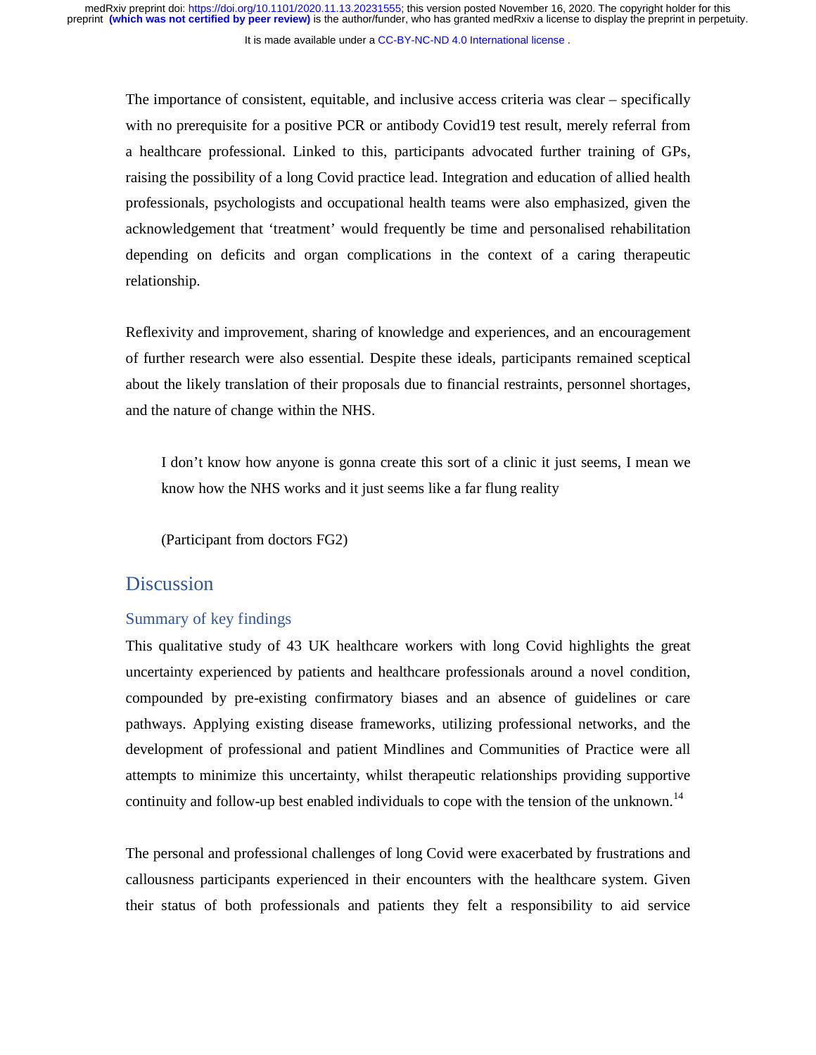The importance of consistent, equitable, and inclusive access criteria was clear – specifically with no prerequisite for a positive PCR or antibody Covid19 test result, merely referral from a healthcare professional. Linked to this, participants advocated further training of GPs, raising the possibility of a long Covid practice lead. Integration and education of allied health professionals, psychologists and occupational health teams were also emphasized, given the acknowledgement that 'treatment' would frequently be time and personalised rehabilitation depending on deficits and organ complications in the context of a caring therapeutic relationship.

Reflexivity and improvement, sharing of knowledge and experiences, and an encouragement of further research were also essential. Despite these ideals, participants remained sceptical about the likely translation of their proposals due to financial restraints, personnel shortages, and the nature of change within the NHS.

> I don't know how anyone is gonna create this sort of a clinic it just seems, I mean we know how the NHS works and it just seems like a far flung reality
>
> (Participant from doctors FG2)

## Discussion

### Summary of key findings

This qualitative study of 43 UK healthcare workers with long Covid highlights the great uncertainty experienced by patients and healthcare professionals around a novel condition, compounded by pre-existing confirmatory biases and an absence of guidelines or care pathways. Applying existing disease frameworks, utilizing professional networks, and the development of professional and patient Mindlines and Communities of Practice were all attempts to minimize this uncertainty, whilst therapeutic relationships providing supportive continuity and follow-up best enabled individuals to cope with the tension of the unknown.[14]

The personal and professional challenges of long Covid were exacerbated by frustrations and callousness participants experienced in their encounters with the healthcare system. Given their status of both professionals and patients they felt a responsibility to aid service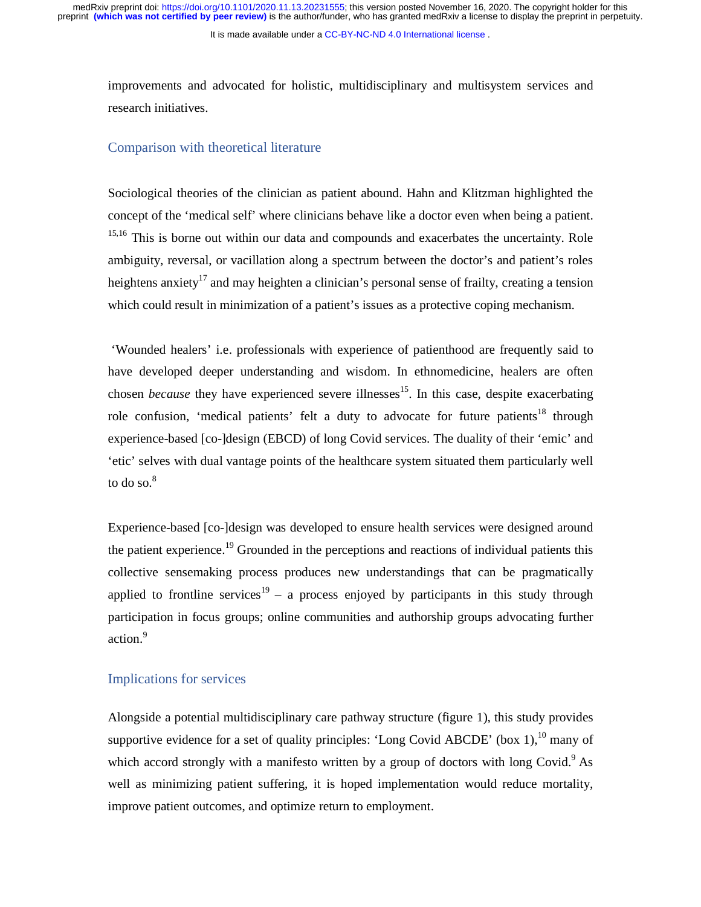improvements and advocated for holistic, multidisciplinary and multisystem services and research initiatives.

## Comparison with theoretical literature

Sociological theories of the clinician as patient abound. Hahn and Klitzman highlighted the concept of the 'medical self' where clinicians behave like a doctor even when being a patient.[15,16] This is borne out within our data and compounds and exacerbates the uncertainty. Role ambiguity, reversal, or vacillation along a spectrum between the doctor's and patient's roles heightens anxiety[17] and may heighten a clinician's personal sense of frailty, creating a tension which could result in minimization of a patient's issues as a protective coping mechanism.

'Wounded healers' i.e. professionals with experience of patienthood are frequently said to have developed deeper understanding and wisdom. In ethnomedicine, healers are often chosen *because* they have experienced severe illnesses[15]. In this case, despite exacerbating role confusion, 'medical patients' felt a duty to advocate for future patients[18] through experience-based [co-]design (EBCD) of long Covid services. The duality of their 'emic' and 'etic' selves with dual vantage points of the healthcare system situated them particularly well to do so.[8]

Experience-based [co-]design was developed to ensure health services were designed around the patient experience.[19] Grounded in the perceptions and reactions of individual patients this collective sensemaking process produces new understandings that can be pragmatically applied to frontline services[19] – a process enjoyed by participants in this study through participation in focus groups; online communities and authorship groups advocating further action.[9]

## Implications for services

Alongside a potential multidisciplinary care pathway structure (figure 1), this study provides supportive evidence for a set of quality principles: 'Long Covid ABCDE' (box 1),[10] many of which accord strongly with a manifesto written by a group of doctors with long Covid.[9] As well as minimizing patient suffering, it is hoped implementation would reduce mortality, improve patient outcomes, and optimize return to employment.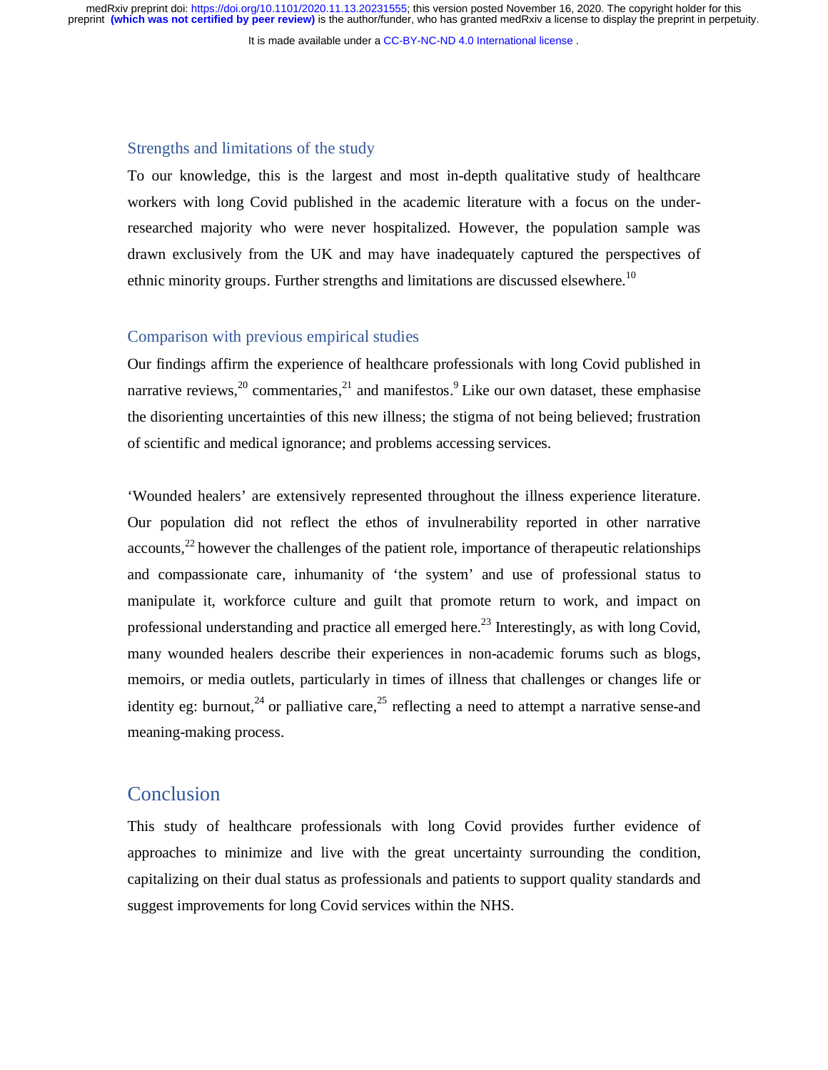### Strengths and limitations of the study

To our knowledge, this is the largest and most in-depth qualitative study of healthcare workers with long Covid published in the academic literature with a focus on the under-researched majority who were never hospitalized. However, the population sample was drawn exclusively from the UK and may have inadequately captured the perspectives of ethnic minority groups. Further strengths and limitations are discussed elsewhere.[10]

### Comparison with previous empirical studies

Our findings affirm the experience of healthcare professionals with long Covid published in narrative reviews,[20] commentaries,[21] and manifestos.[9] Like our own dataset, these emphasise the disorienting uncertainties of this new illness; the stigma of not being believed; frustration of scientific and medical ignorance; and problems accessing services.

'Wounded healers' are extensively represented throughout the illness experience literature. Our population did not reflect the ethos of invulnerability reported in other narrative accounts,[22] however the challenges of the patient role, importance of therapeutic relationships and compassionate care, inhumanity of 'the system' and use of professional status to manipulate it, workforce culture and guilt that promote return to work, and impact on professional understanding and practice all emerged here.[23] Interestingly, as with long Covid, many wounded healers describe their experiences in non-academic forums such as blogs, memoirs, or media outlets, particularly in times of illness that challenges or changes life or identity eg: burnout,[24] or palliative care,[25] reflecting a need to attempt a narrative sense-and meaning-making process.

## Conclusion

This study of healthcare professionals with long Covid provides further evidence of approaches to minimize and live with the great uncertainty surrounding the condition, capitalizing on their dual status as professionals and patients to support quality standards and suggest improvements for long Covid services within the NHS.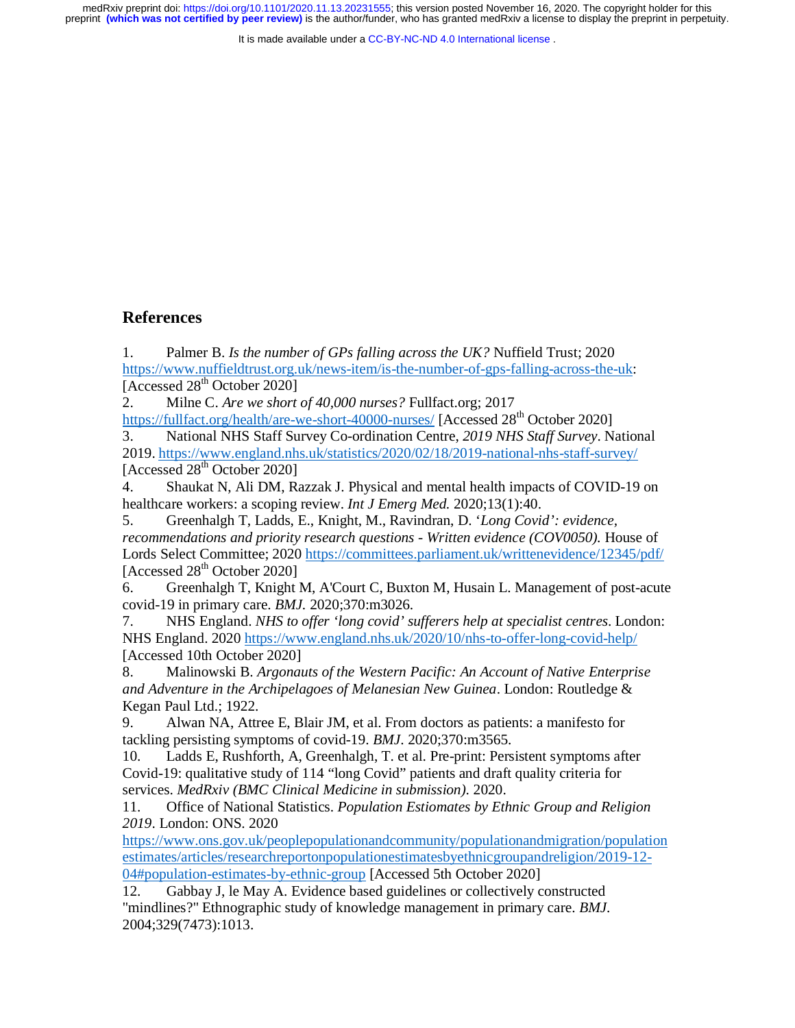## References

1. Palmer B. *Is the number of GPs falling across the UK?* Nuffield Trust; 2020 https://www.nuffieldtrust.org.uk/news-item/is-the-number-of-gps-falling-across-the-uk: [Accessed 28th October 2020]
2. Milne C. *Are we short of 40,000 nurses?* Fullfact.org; 2017 https://fullfact.org/health/are-we-short-40000-nurses/ [Accessed 28th October 2020]
3. National NHS Staff Survey Co-ordination Centre, *2019 NHS Staff Survey*. National 2019. https://www.england.nhs.uk/statistics/2020/02/18/2019-national-nhs-staff-survey/ [Accessed 28th October 2020]
4. Shaukat N, Ali DM, Razzak J. Physical and mental health impacts of COVID-19 on healthcare workers: a scoping review. *Int J Emerg Med.* 2020;13(1):40.
5. Greenhalgh T, Ladds, E., Knight, M., Ravindran, D. '*Long Covid': evidence, recommendations and priority research questions - Written evidence (COV0050).* House of Lords Select Committee; 2020 https://committees.parliament.uk/writtenevidence/12345/pdf/ [Accessed 28th October 2020]
6. Greenhalgh T, Knight M, A'Court C, Buxton M, Husain L. Management of post-acute covid-19 in primary care. *BMJ.* 2020;370:m3026.
7. NHS England. *NHS to offer 'long covid' sufferers help at specialist centres*. London: NHS England. 2020 https://www.england.nhs.uk/2020/10/nhs-to-offer-long-covid-help/ [Accessed 10th October 2020]
8. Malinowski B. *Argonauts of the Western Pacific: An Account of Native Enterprise and Adventure in the Archipelagoes of Melanesian New Guinea*. London: Routledge & Kegan Paul Ltd.; 1922.
9. Alwan NA, Attree E, Blair JM, et al. From doctors as patients: a manifesto for tackling persisting symptoms of covid-19. *BMJ*. 2020;370:m3565.
10. Ladds E, Rushforth, A, Greenhalgh, T. et al. Pre-print: Persistent symptoms after Covid-19: qualitative study of 114 "long Covid" patients and draft quality criteria for services. *MedRxiv (BMC Clinical Medicine in submission)*. 2020.
11. Office of National Statistics. *Population Estiomates by Ethnic Group and Religion 2019*. London: ONS. 2020 https://www.ons.gov.uk/peoplepopulationandcommunity/populationandmigration/populationestimates/articles/researchreportonpopulationestimatesbyethnicgroupandreligion/2019-12-04#population-estimates-by-ethnic-group [Accessed 5th October 2020]
12. Gabbay J, le May A. Evidence based guidelines or collectively constructed "mindlines?" Ethnographic study of knowledge management in primary care. *BMJ*. 2004;329(7473):1013.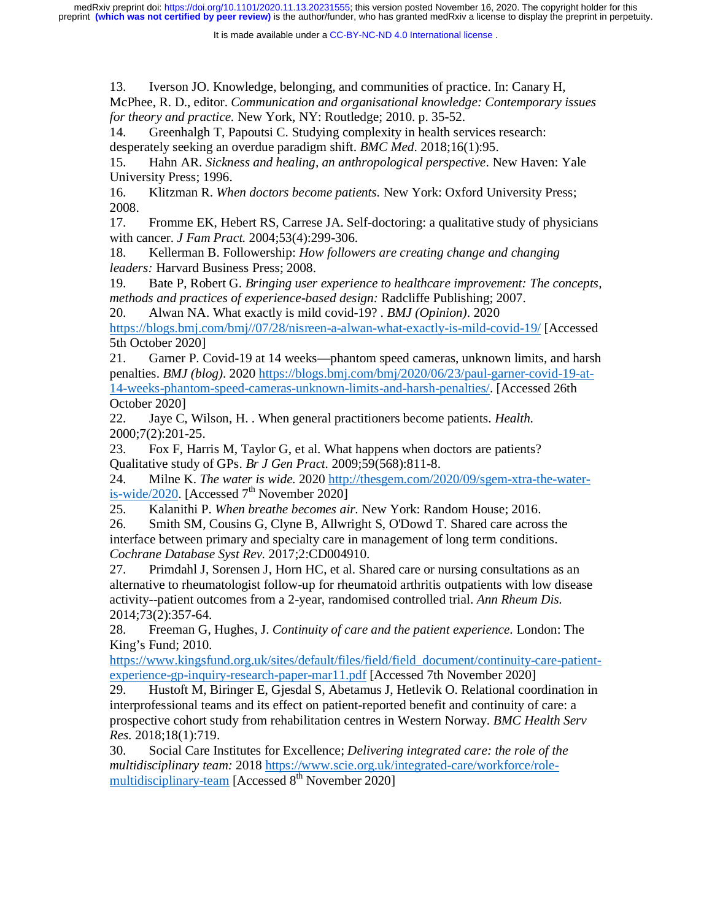13. Iverson JO. Knowledge, belonging, and communities of practice. In: Canary H, McPhee, R. D., editor. *Communication and organisational knowledge: Contemporary issues for theory and practice.* New York, NY: Routledge; 2010. p. 35-52.
14. Greenhalgh T, Papoutsi C. Studying complexity in health services research: desperately seeking an overdue paradigm shift. *BMC Med*. 2018;16(1):95.
15. Hahn AR. *Sickness and healing, an anthropological perspective*. New Haven: Yale University Press; 1996.
16. Klitzman R. *When doctors become patients.* New York: Oxford University Press; 2008.
17. Fromme EK, Hebert RS, Carrese JA. Self-doctoring: a qualitative study of physicians with cancer. *J Fam Pract.* 2004;53(4):299-306.
18. Kellerman B. Followership: *How followers are creating change and changing leaders:* Harvard Business Press; 2008.
19. Bate P, Robert G. *Bringing user experience to healthcare improvement: The concepts, methods and practices of experience-based design:* Radcliffe Publishing; 2007.
20. Alwan NA. What exactly is mild covid-19? . *BMJ (Opinion)*. 2020 https://blogs.bmj.com/bmj//07/28/nisreen-a-alwan-what-exactly-is-mild-covid-19/ [Accessed 5th October 2020]
21. Garner P. Covid-19 at 14 weeks—phantom speed cameras, unknown limits, and harsh penalties. *BMJ (blog)*. 2020 https://blogs.bmj.com/bmj/2020/06/23/paul-garner-covid-19-at-14-weeks-phantom-speed-cameras-unknown-limits-and-harsh-penalties/. [Accessed 26th October 2020]
22. Jaye C, Wilson, H. . When general practitioners become patients. *Health.* 2000;7(2):201-25.
23. Fox F, Harris M, Taylor G, et al. What happens when doctors are patients? Qualitative study of GPs. *Br J Gen Pract.* 2009;59(568):811-8.
24. Milne K. *The water is wide.* 2020 http://thesgem.com/2020/09/sgem-xtra-the-water-is-wide/2020. [Accessed 7th November 2020]
25. Kalanithi P. *When breathe becomes air.* New York: Random House; 2016.
26. Smith SM, Cousins G, Clyne B, Allwright S, O'Dowd T. Shared care across the interface between primary and specialty care in management of long term conditions. *Cochrane Database Syst Rev.* 2017;2:CD004910.
27. Primdahl J, Sorensen J, Horn HC, et al. Shared care or nursing consultations as an alternative to rheumatologist follow-up for rheumatoid arthritis outpatients with low disease activity--patient outcomes from a 2-year, randomised controlled trial. *Ann Rheum Dis.* 2014;73(2):357-64.
28. Freeman G, Hughes, J. *Continuity of care and the patient experience.* London: The King's Fund; 2010. https://www.kingsfund.org.uk/sites/default/files/field/field_document/continuity-care-patient-experience-gp-inquiry-research-paper-mar11.pdf [Accessed 7th November 2020]
29. Hustoft M, Biringer E, Gjesdal S, Abetamus J, Hetlevik O. Relational coordination in interprofessional teams and its effect on patient-reported benefit and continuity of care: a prospective cohort study from rehabilitation centres in Western Norway. *BMC Health Serv Res.* 2018;18(1):719.
30. Social Care Institutes for Excellence; *Delivering integrated care: the role of the multidisciplinary team:* 2018 https://www.scie.org.uk/integrated-care/workforce/role-multidisciplinary-team [Accessed 8th November 2020]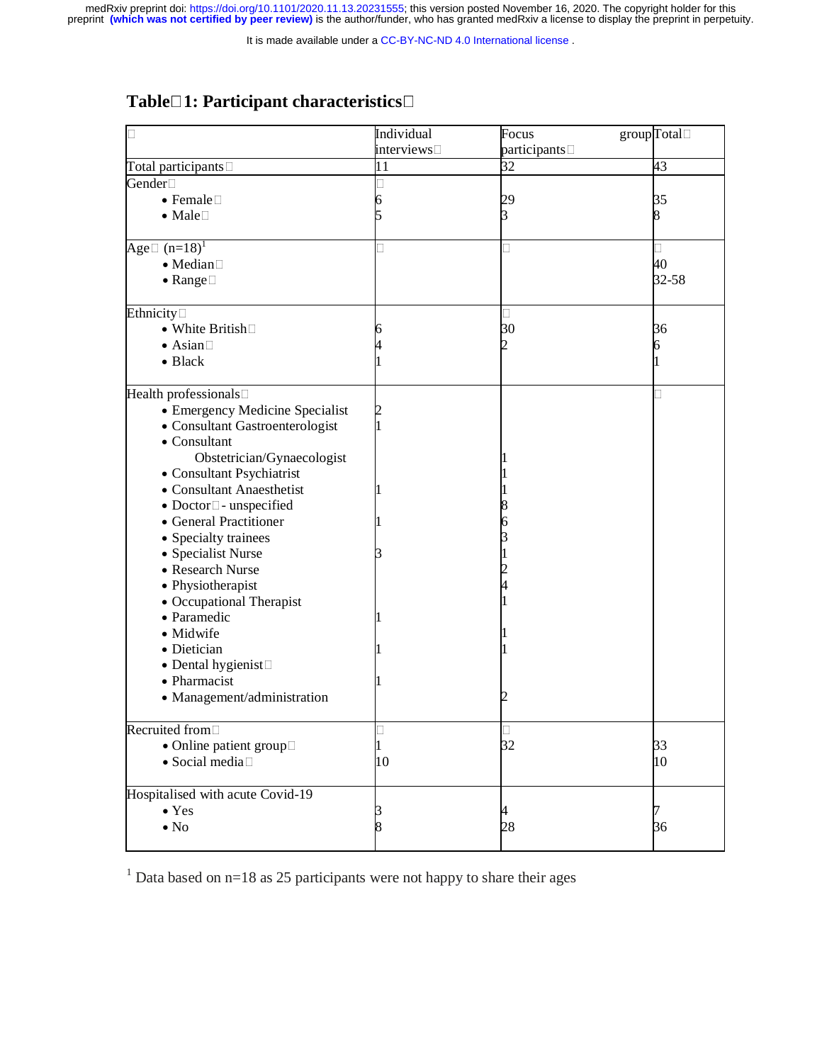## Table 1: Participant characteristics

| | Individual interviews | Focus group participants | Total |
|---|---|---|---|
| Total participants | 11 | 32 | 43 |
| Gender | | | |
| • Female | 6 | 29 | 35 |
| • Male | 5 | 3 | 8 |
| Age (n=18)[1] | | | |
| • Median | | | 40 |
| • Range | | | 32-58 |
| Ethnicity | | | |
| • White British | 6 | 30 | 36 |
| • Asian | 4 | 2 | 6 |
| • Black | 1 | | 1 |
| Health professionals | | | |
| • Emergency Medicine Specialist | 2 | | |
| • Consultant Gastroenterologist | 1 | | |
| • Consultant Obstetrician/Gynaecologist | | 1 | |
| • Consultant Psychiatrist | | 1 | |
| • Consultant Anaesthetist | 1 | 1 | |
| • Doctor - unspecified | | 8 | |
| • General Practitioner | 1 | 6 | |
| • Specialty trainees | | 3 | |
| • Specialist Nurse | 3 | 1 | |
| • Research Nurse | | 2 | |
| • Physiotherapist | | 4 | |
| • Occupational Therapist | | 1 | |
| • Paramedic | 1 | | |
| • Midwife | | 1 | |
| • Dietician | 1 | 1 | |
| • Dental hygienist | | | |
| • Pharmacist | 1 | | |
| • Management/administration | | 2 | |
| Recruited from | | | |
| • Online patient group | 1 | 32 | 33 |
| • Social media | 10 | | 10 |
| Hospitalised with acute Covid-19 | | | |
| • Yes | 3 | 4 | 7 |
| • No | 8 | 28 | 36 |

[1] Data based on n=18 as 25 participants were not happy to share their ages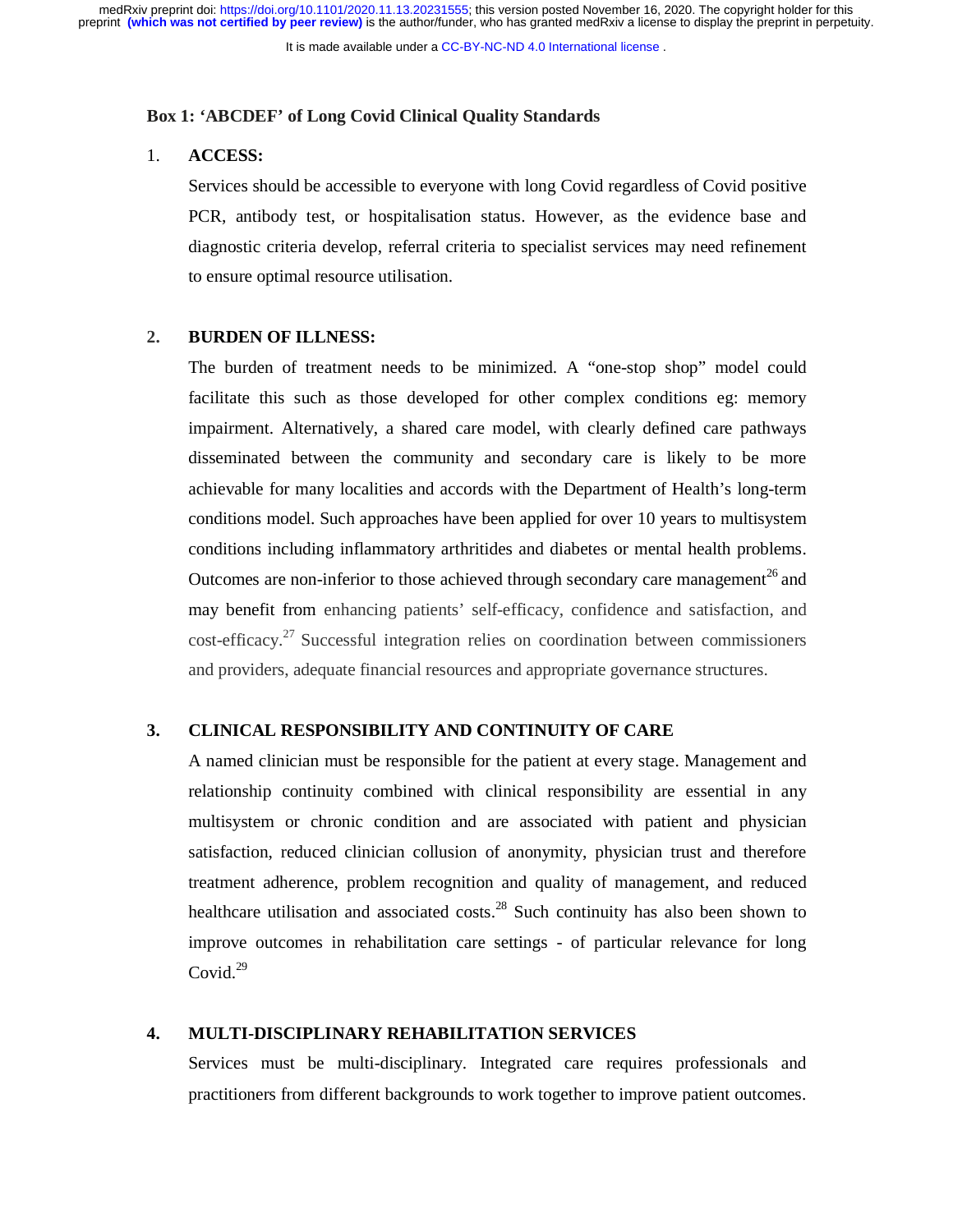**Box 1: 'ABCDEF' of Long Covid Clinical Quality Standards**

1. **ACCESS:**

   Services should be accessible to everyone with long Covid regardless of Covid positive PCR, antibody test, or hospitalisation status. However, as the evidence base and diagnostic criteria develop, referral criteria to specialist services may need refinement to ensure optimal resource utilisation.

2. **BURDEN OF ILLNESS:**

   The burden of treatment needs to be minimized. A "one-stop shop" model could facilitate this such as those developed for other complex conditions eg: memory impairment. Alternatively, a shared care model, with clearly defined care pathways disseminated between the community and secondary care is likely to be more achievable for many localities and accords with the Department of Health's long-term conditions model. Such approaches have been applied for over 10 years to multisystem conditions including inflammatory arthritides and diabetes or mental health problems. Outcomes are non-inferior to those achieved through secondary care management[26] and may benefit from enhancing patients' self-efficacy, confidence and satisfaction, and cost-efficacy.[27] Successful integration relies on coordination between commissioners and providers, adequate financial resources and appropriate governance structures.

3. **CLINICAL RESPONSIBILITY AND CONTINUITY OF CARE**

   A named clinician must be responsible for the patient at every stage. Management and relationship continuity combined with clinical responsibility are essential in any multisystem or chronic condition and are associated with patient and physician satisfaction, reduced clinician collusion of anonymity, physician trust and therefore treatment adherence, problem recognition and quality of management, and reduced healthcare utilisation and associated costs.[28] Such continuity has also been shown to improve outcomes in rehabilitation care settings - of particular relevance for long Covid.[29]

4. **MULTI-DISCIPLINARY REHABILITATION SERVICES**

   Services must be multi-disciplinary. Integrated care requires professionals and practitioners from different backgrounds to work together to improve patient outcomes.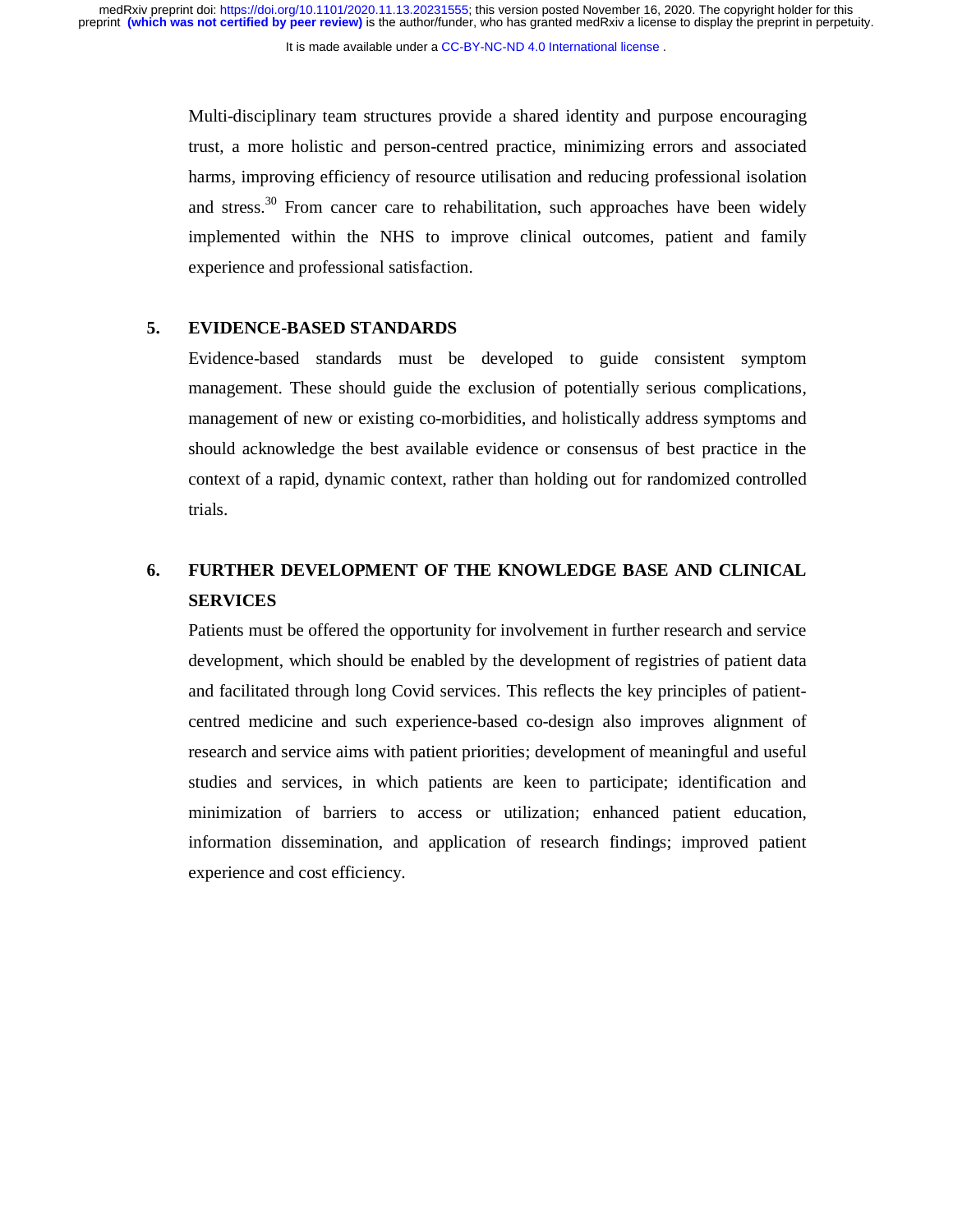Multi-disciplinary team structures provide a shared identity and purpose encouraging trust, a more holistic and person-centred practice, minimizing errors and associated harms, improving efficiency of resource utilisation and reducing professional isolation and stress.[30] From cancer care to rehabilitation, such approaches have been widely implemented within the NHS to improve clinical outcomes, patient and family experience and professional satisfaction.

## 5. EVIDENCE-BASED STANDARDS

Evidence-based standards must be developed to guide consistent symptom management. These should guide the exclusion of potentially serious complications, management of new or existing co-morbidities, and holistically address symptoms and should acknowledge the best available evidence or consensus of best practice in the context of a rapid, dynamic context, rather than holding out for randomized controlled trials.

## 6. FURTHER DEVELOPMENT OF THE KNOWLEDGE BASE AND CLINICAL SERVICES

Patients must be offered the opportunity for involvement in further research and service development, which should be enabled by the development of registries of patient data and facilitated through long Covid services. This reflects the key principles of patient-centred medicine and such experience-based co-design also improves alignment of research and service aims with patient priorities; development of meaningful and useful studies and services, in which patients are keen to participate; identification and minimization of barriers to access or utilization; enhanced patient education, information dissemination, and application of research findings; improved patient experience and cost efficiency.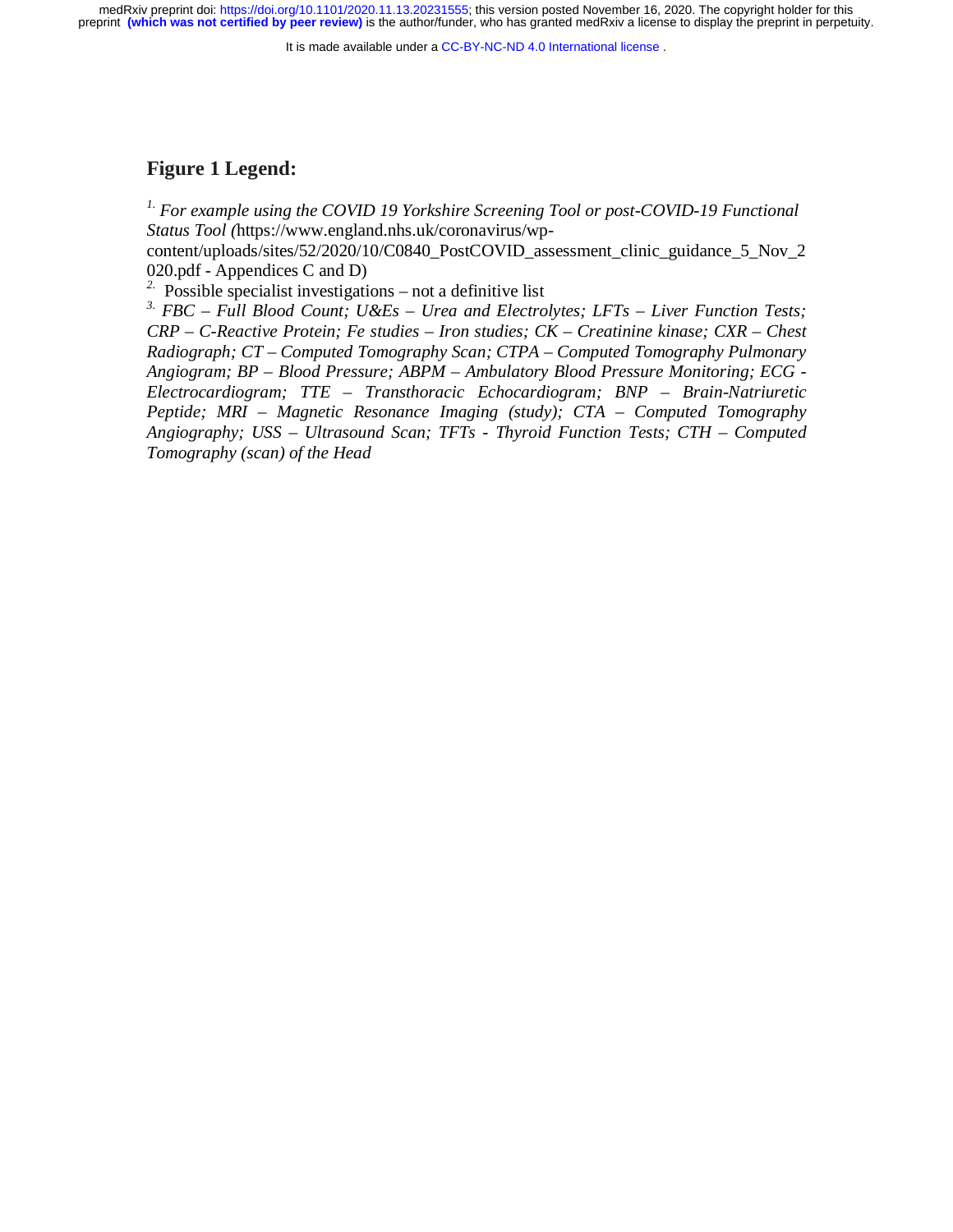## Figure 1 Legend:

[1.] *For example using the COVID 19 Yorkshire Screening Tool or post-COVID-19 Functional Status Tool (*https://www.england.nhs.uk/coronavirus/wp-content/uploads/sites/52/2020/10/C0840_PostCOVID_assessment_clinic_guidance_5_Nov_2020.pdf - Appendices C and D)

[2.] Possible specialist investigations – not a definitive list

[3.] *FBC – Full Blood Count; U&Es – Urea and Electrolytes; LFTs – Liver Function Tests; CRP – C-Reactive Protein; Fe studies – Iron studies; CK – Creatinine kinase; CXR – Chest Radiograph; CT – Computed Tomography Scan; CTPA – Computed Tomography Pulmonary Angiogram; BP – Blood Pressure; ABPM – Ambulatory Blood Pressure Monitoring; ECG - Electrocardiogram; TTE – Transthoracic Echocardiogram; BNP – Brain-Natriuretic Peptide; MRI – Magnetic Resonance Imaging (study); CTA – Computed Tomography Angiography; USS – Ultrasound Scan; TFTs - Thyroid Function Tests; CTH – Computed Tomography (scan) of the Head*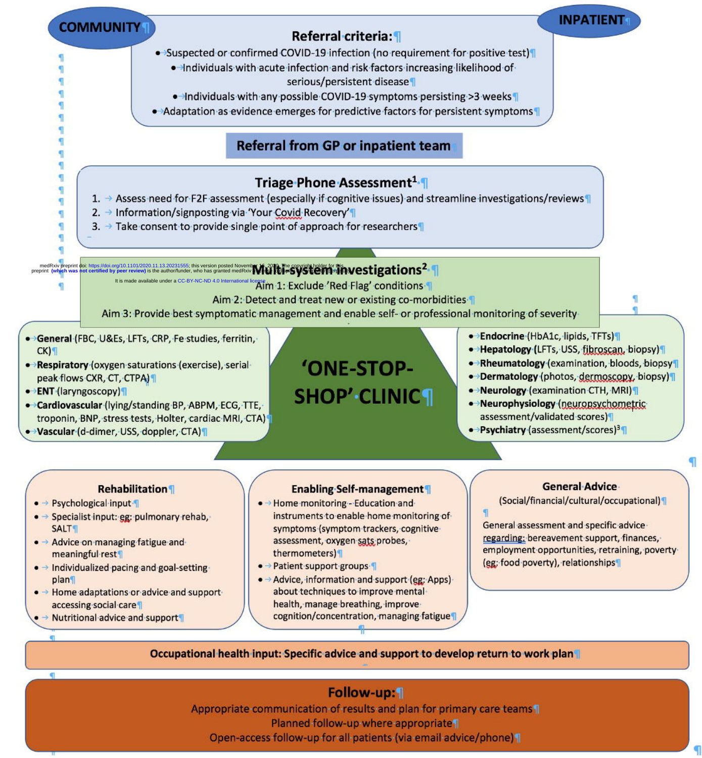**COMMUNITY** **INPATIENT**

## Referral criteria:

- Suspected or confirmed COVID-19 infection (no requirement for positive test)
  - Individuals with acute infection and risk factors increasing likelihood of serious/persistent disease
  - Individuals with any possible COVID-19 symptoms persisting >3 weeks
- Adaptation as evidence emerges for predictive factors for persistent symptoms

**Referral from GP or inpatient team**

## Triage Phone Assessment[1]

1. Assess need for F2F assessment (especially if cognitive issues) and streamline investigations/reviews
2. Information/signposting via 'Your Covid Recovery'
3. Take consent to provide single point of approach for researchers

## Multi-system investigations[2]

Aim 1: Exclude 'Red Flag' conditions
Aim 2: Detect and treat new or existing co-morbidities
Aim 3: Provide best symptomatic management and enable self- or professional monitoring of severity

**'ONE-STOP-SHOP' CLINIC**

- **General** (FBC, U&Es, LFTs, CRP, Fe studies, ferritin, CK)
- **Respiratory** (oxygen saturations (exercise), serial peak flows CXR, CT, CTPA)
- **ENT** (laryngoscopy)
- **Cardiovascular** (lying/standing BP, ABPM, ECG, TTE, troponin, BNP, stress tests, Holter, cardiac MRI, CTA)
- **Vascular** (d-dimer, USS, doppler, CTA)

- **Endocrine** (HbA1c, lipids, TFTs)
- **Hepatology** (LFTs, USS, fibroscan, biopsy)
- **Rheumatology** (examination, bloods, biopsy)
- **Dermatology** (photos, dermoscopy, biopsy)
- **Neurology** (examination CTH, MRI)
- **Neurophysiology** (neuropsychometric assessment/validated scores)
- **Psychiatry** (assessment/scores)[3]

### Rehabilitation

- Psychological input
- Specialist input: eg: pulmonary rehab, SALT
- Advice on managing fatigue and meaningful rest
- Individualized pacing and goal-setting plan
- Home adaptations or advice and support accessing social care
- Nutritional advice and support

### Enabling Self-management

- Home monitoring - Education and instruments to enable home monitoring of symptoms (symptom trackers, cognitive assessment, oxygen sats probes, thermometers)
- Patient support groups
- Advice, information and support (eg: Apps) about techniques to improve mental health, manage breathing, improve cognition/concentration, managing fatigue

### General Advice

(Social/financial/cultural/occupational)

General assessment and specific advice regarding: bereavement support, finances, employment opportunities, retraining, poverty (eg: food poverty), relationships

**Occupational health input: Specific advice and support to develop return to work plan**

## Follow-up:

Appropriate communication of results and plan for primary care teams
Planned follow-up where appropriate
Open-access follow-up for all patients (via email advice/phone)